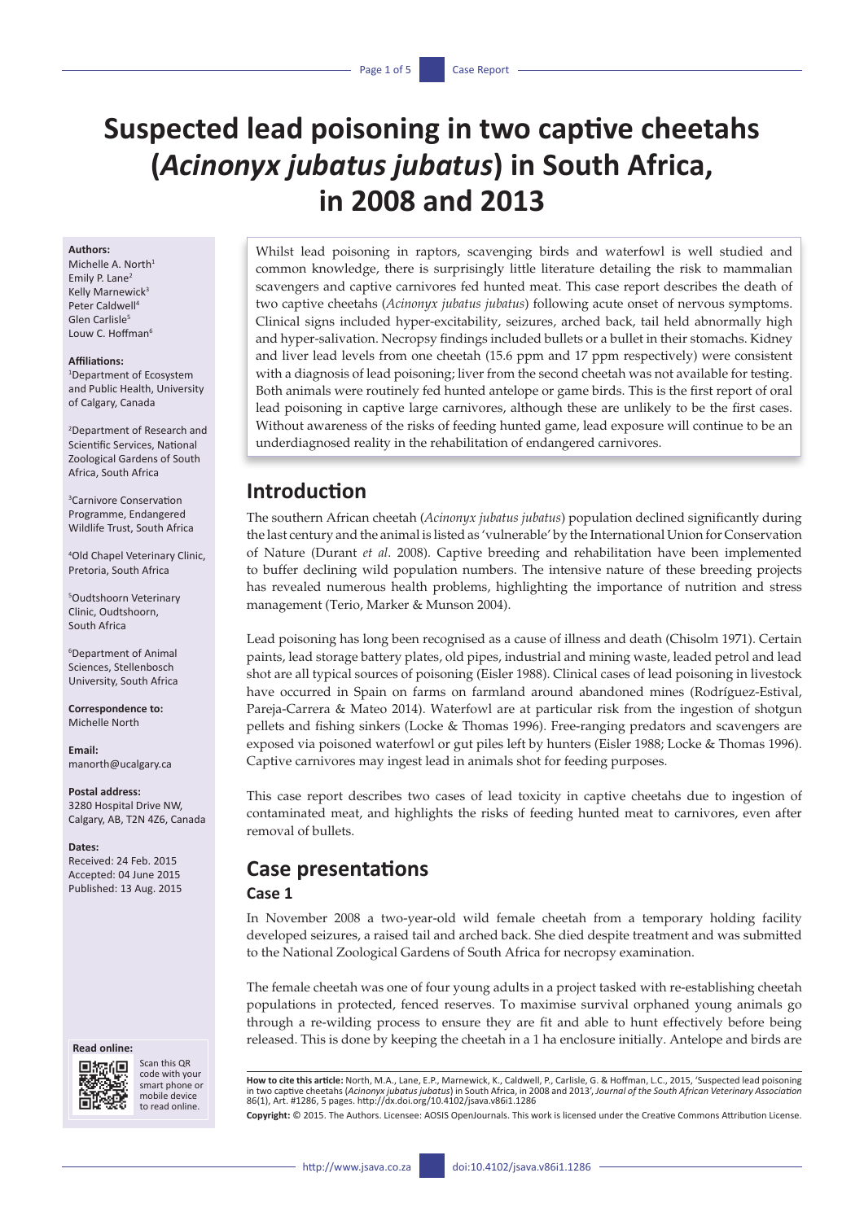# Suspected lead poisoning in two captive cheetahs (*Acinonyx jubatus jubatus*) in South Africa, in 2008 and 2013

**Authors:**
Michelle A. North[1]
Emily P. Lane[2]
Kelly Marnewick[3]
Peter Caldwell[4]
Glen Carlisle[5]
Louw C. Hoffman[6]

**Affiliations:**
[1]Department of Ecosystem and Public Health, University of Calgary, Canada

[2]Department of Research and Scientific Services, National Zoological Gardens of South Africa, South Africa

[3]Carnivore Conservation Programme, Endangered Wildlife Trust, South Africa

[4]Old Chapel Veterinary Clinic, Pretoria, South Africa

[5]Oudtshoorn Veterinary Clinic, Oudtshoorn, South Africa

[6]Department of Animal Sciences, Stellenbosch University, South Africa

**Correspondence to:**
Michelle North

**Email:**
manorth@ucalgary.ca

**Postal address:**
3280 Hospital Drive NW, Calgary, AB, T2N 4Z6, Canada

**Dates:**
Received: 24 Feb. 2015
Accepted: 04 June 2015
Published: 13 Aug. 2015

Whilst lead poisoning in raptors, scavenging birds and waterfowl is well studied and common knowledge, there is surprisingly little literature detailing the risk to mammalian scavengers and captive carnivores fed hunted meat. This case report describes the death of two captive cheetahs (*Acinonyx jubatus jubatus*) following acute onset of nervous symptoms. Clinical signs included hyper-excitability, seizures, arched back, tail held abnormally high and hyper-salivation. Necropsy findings included bullets or a bullet in their stomachs. Kidney and liver lead levels from one cheetah (15.6 ppm and 17 ppm respectively) were consistent with a diagnosis of lead poisoning; liver from the second cheetah was not available for testing. Both animals were routinely fed hunted antelope or game birds. This is the first report of oral lead poisoning in captive large carnivores, although these are unlikely to be the first cases. Without awareness of the risks of feeding hunted game, lead exposure will continue to be an underdiagnosed reality in the rehabilitation of endangered carnivores.

## Introduction

The southern African cheetah (*Acinonyx jubatus jubatus*) population declined significantly during the last century and the animal is listed as 'vulnerable' by the International Union for Conservation of Nature (Durant *et al*. 2008). Captive breeding and rehabilitation have been implemented to buffer declining wild population numbers. The intensive nature of these breeding projects has revealed numerous health problems, highlighting the importance of nutrition and stress management (Terio, Marker & Munson 2004).

Lead poisoning has long been recognised as a cause of illness and death (Chisolm 1971). Certain paints, lead storage battery plates, old pipes, industrial and mining waste, leaded petrol and lead shot are all typical sources of poisoning (Eisler 1988). Clinical cases of lead poisoning in livestock have occurred in Spain on farms on farmland around abandoned mines (Rodríguez-Estival, Pareja-Carrera & Mateo 2014). Waterfowl are at particular risk from the ingestion of shotgun pellets and fishing sinkers (Locke & Thomas 1996). Free-ranging predators and scavengers are exposed via poisoned waterfowl or gut piles left by hunters (Eisler 1988; Locke & Thomas 1996). Captive carnivores may ingest lead in animals shot for feeding purposes.

This case report describes two cases of lead toxicity in captive cheetahs due to ingestion of contaminated meat, and highlights the risks of feeding hunted meat to carnivores, even after removal of bullets.

## Case presentations

### Case 1

In November 2008 a two-year-old wild female cheetah from a temporary holding facility developed seizures, a raised tail and arched back. She died despite treatment and was submitted to the National Zoological Gardens of South Africa for necropsy examination.

The female cheetah was one of four young adults in a project tasked with re-establishing cheetah populations in protected, fenced reserves. To maximise survival orphaned young animals go through a re-wilding process to ensure they are fit and able to hunt effectively before being released. This is done by keeping the cheetah in a 1 ha enclosure initially. Antelope and birds are

**How to cite this article:** North, M.A., Lane, E.P., Marnewick, K., Caldwell, P., Carlisle, G. & Hoffman, L.C., 2015, 'Suspected lead poisoning in two captive cheetahs (*Acinonyx jubatus jubatus*) in South Africa, in 2008 and 2013', *Journal of the South African Veterinary Association* 86(1), Art. #1286, 5 pages. http://dx.doi.org/10.4102/jsava.v86i1.1286

**Copyright:** © 2015. The Authors. Licensee: AOSIS OpenJournals. This work is licensed under the Creative Commons Attribution License.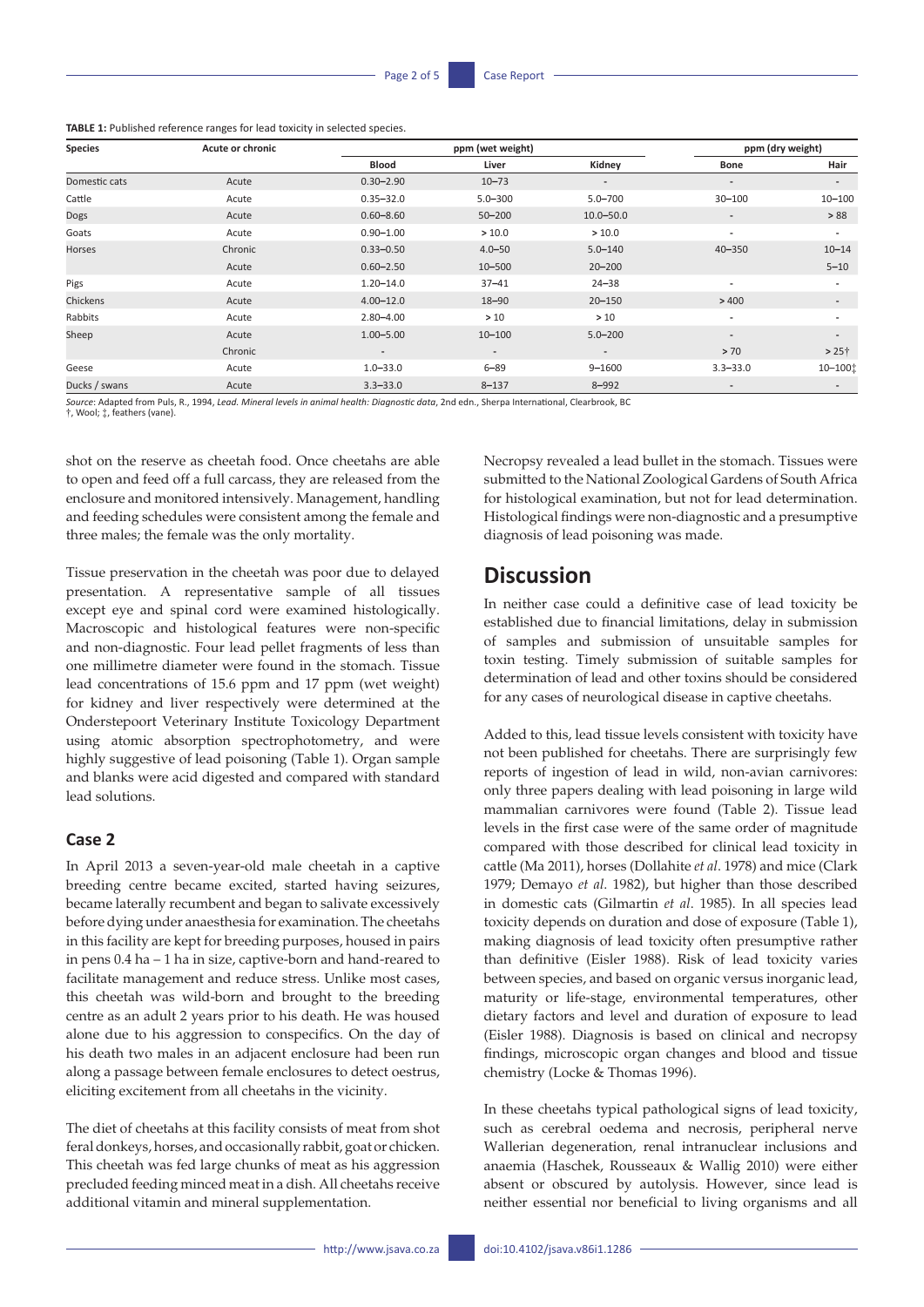**TABLE 1:** Published reference ranges for lead toxicity in selected species.

| Species | Acute or chronic | ppm (wet weight) | | | ppm (dry weight) | |
|---|---|---|---|---|---|---|
| | | Blood | Liver | Kidney | Bone | Hair |
| Domestic cats | Acute | 0.30–2.90 | 10–73 | - | - | - |
| Cattle | Acute | 0.35–32.0 | 5.0–300 | 5.0–700 | 30–100 | 10–100 |
| Dogs | Acute | 0.60–8.60 | 50–200 | 10.0–50.0 | - | > 88 |
| Goats | Acute | 0.90–1.00 | > 10.0 | > 10.0 | - | - |
| Horses | Chronic | 0.33–0.50 | 4.0–50 | 5.0–140 | 40–350 | 10–14 |
| | Acute | 0.60–2.50 | 10–500 | 20–200 | | 5–10 |
| Pigs | Acute | 1.20–14.0 | 37–41 | 24–38 | - | - |
| Chickens | Acute | 4.00–12.0 | 18–90 | 20–150 | > 400 | - |
| Rabbits | Acute | 2.80–4.00 | > 10 | > 10 | - | - |
| Sheep | Acute | 1.00–5.00 | 10–100 | 5.0–200 | - | - |
| | Chronic | - | - | - | > 70 | > 25† |
| Geese | Acute | 1.0–33.0 | 6–89 | 9–1600 | 3.3–33.0 | 10–100‡ |
| Ducks / swans | Acute | 3.3–33.0 | 8–137 | 8–992 | - | - |

*Source*: Adapted from Puls, R., 1994, *Lead. Mineral levels in animal health: Diagnostic data*, 2nd edn., Sherpa International, Clearbrook, BC
†, Wool; ‡, feathers (vane).

shot on the reserve as cheetah food. Once cheetahs are able to open and feed off a full carcass, they are released from the enclosure and monitored intensively. Management, handling and feeding schedules were consistent among the female and three males; the female was the only mortality.

Tissue preservation in the cheetah was poor due to delayed presentation. A representative sample of all tissues except eye and spinal cord were examined histologically. Macroscopic and histological features were non-specific and non-diagnostic. Four lead pellet fragments of less than one millimetre diameter were found in the stomach. Tissue lead concentrations of 15.6 ppm and 17 ppm (wet weight) for kidney and liver respectively were determined at the Onderstepoort Veterinary Institute Toxicology Department using atomic absorption spectrophotometry, and were highly suggestive of lead poisoning (Table 1). Organ sample and blanks were acid digested and compared with standard lead solutions.

### Case 2

In April 2013 a seven-year-old male cheetah in a captive breeding centre became excited, started having seizures, became laterally recumbent and began to salivate excessively before dying under anaesthesia for examination. The cheetahs in this facility are kept for breeding purposes, housed in pairs in pens 0.4 ha – 1 ha in size, captive-born and hand-reared to facilitate management and reduce stress. Unlike most cases, this cheetah was wild-born and brought to the breeding centre as an adult 2 years prior to his death. He was housed alone due to his aggression to conspecifics. On the day of his death two males in an adjacent enclosure had been run along a passage between female enclosures to detect oestrus, eliciting excitement from all cheetahs in the vicinity.

The diet of cheetahs at this facility consists of meat from shot feral donkeys, horses, and occasionally rabbit, goat or chicken. This cheetah was fed large chunks of meat as his aggression precluded feeding minced meat in a dish. All cheetahs receive additional vitamin and mineral supplementation.

Necropsy revealed a lead bullet in the stomach. Tissues were submitted to the National Zoological Gardens of South Africa for histological examination, but not for lead determination. Histological findings were non-diagnostic and a presumptive diagnosis of lead poisoning was made.

## Discussion

In neither case could a definitive case of lead toxicity be established due to financial limitations, delay in submission of samples and submission of unsuitable samples for toxin testing. Timely submission of suitable samples for determination of lead and other toxins should be considered for any cases of neurological disease in captive cheetahs.

Added to this, lead tissue levels consistent with toxicity have not been published for cheetahs. There are surprisingly few reports of ingestion of lead in wild, non-avian carnivores: only three papers dealing with lead poisoning in large wild mammalian carnivores were found (Table 2). Tissue lead levels in the first case were of the same order of magnitude compared with those described for clinical lead toxicity in cattle (Ma 2011), horses (Dollahite *et al*. 1978) and mice (Clark 1979; Demayo *et al*. 1982), but higher than those described in domestic cats (Gilmartin *et al*. 1985). In all species lead toxicity depends on duration and dose of exposure (Table 1), making diagnosis of lead toxicity often presumptive rather than definitive (Eisler 1988). Risk of lead toxicity varies between species, and based on organic versus inorganic lead, maturity or life-stage, environmental temperatures, other dietary factors and level and duration of exposure to lead (Eisler 1988). Diagnosis is based on clinical and necropsy findings, microscopic organ changes and blood and tissue chemistry (Locke & Thomas 1996).

In these cheetahs typical pathological signs of lead toxicity, such as cerebral oedema and necrosis, peripheral nerve Wallerian degeneration, renal intranuclear inclusions and anaemia (Haschek, Rousseaux & Wallig 2010) were either absent or obscured by autolysis. However, since lead is neither essential nor beneficial to living organisms and all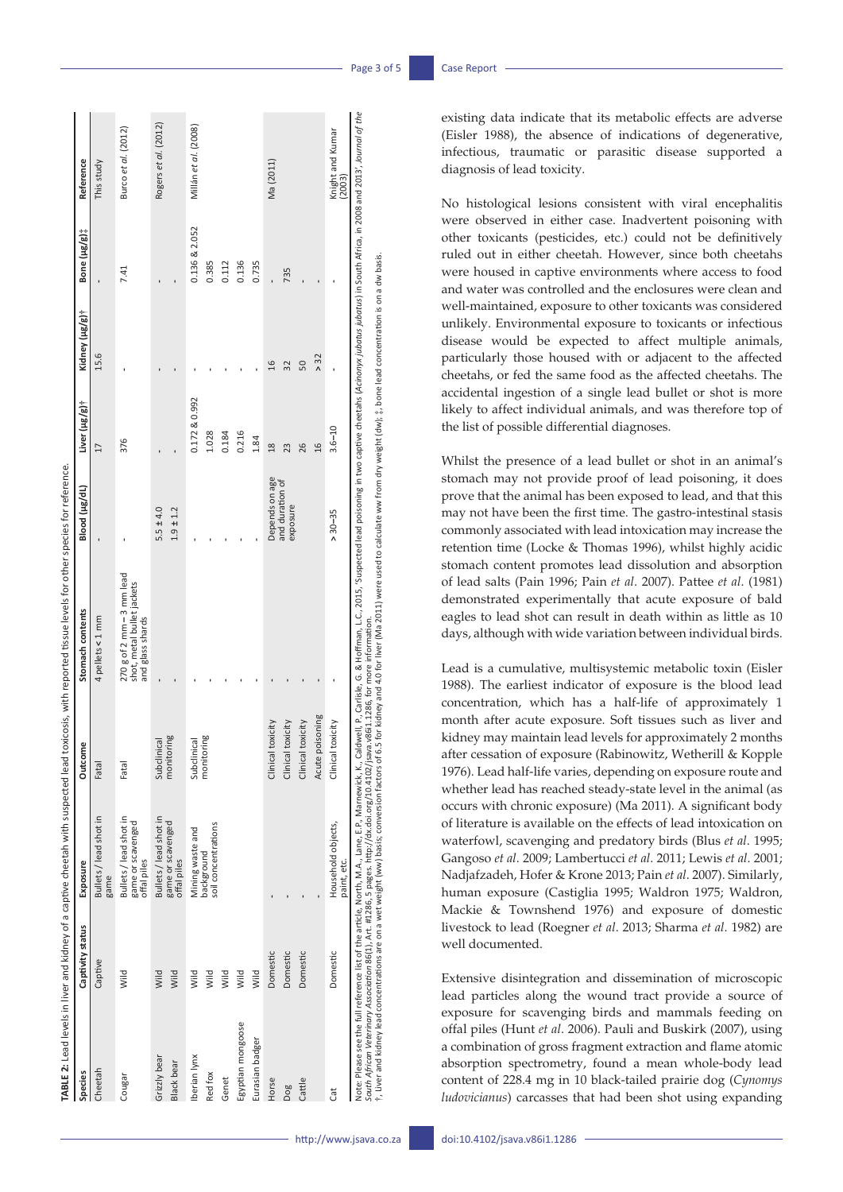**TABLE 2:** Lead levels in liver and kidney of a captive cheetah with suspected lead toxicosis, with reported tissue levels for other species for reference.

| Species | Captivity status | Exposure | Outcome | Stomach contents | Blood (µg/dL) | Liver (µg/g)† | Kidney (µg/g)† | Bone (µg/g)‡ | Reference |
|---|---|---|---|---|---|---|---|---|---|
| Cheetah | Captive | Bullets / lead shot in game | Fatal | 4 pellets < 1 mm | - | 17 | 15.6 | - | This study |
| Cougar | Wild | Bullets / lead shot in game or scavenged offal piles | Fatal | 270 g of 2 mm – 3 mm lead shot, metal bullet jackets and glass shards | - | 376 | - | 7.41 | Burco *et al*. (2012) |
| Grizzly bear | Wild | Bullets / lead shot in game or scavenged offal piles | Subclinical monitoring | - | 5.5 ± 4.0 | - | - | - | Rogers *et al*. (2012) |
| Black bear | Wild | | | - | 1.9 ± 1.2 | - | - | - | |
| Iberian lynx | Wild | Mining waste and background soil concentrations | Subclinical monitoring | - | - | 0.172 & 0.992 | - | 0.136 & 2.052 | Millán *et al*. (2008) |
| Red fox | Wild | | | - | - | 1.028 | - | 0.385 | |
| Genet | Wild | | | - | - | 0.184 | - | 0.112 | |
| Egyptian mongoose | Wild | | | - | - | 0.216 | - | 0.136 | |
| Eurasian badger | Wild | | | - | - | 1.84 | - | 0.735 | |
| Horse | Domestic | - | Clinical toxicity | - | Depends on age and duration of exposure | 18 | 16 | - | Ma (2011) |
| Dog | Domestic | - | Clinical toxicity | - | | 23 | 32 | 735 | |
| Cattle | Domestic | - | Clinical toxicity | - | | 26 | 50 | - | |
| | | - | Acute poisoning | - | | 16 | > 32 | - | |
| Cat | Domestic | Household objects, paint, etc. | Clinical toxicity | - | > 30–35 | 3.6–10 | - | - | Knight and Kumar (2003) |

Note: Please see the full reference list of the article, North, M.A., Lane, E.P., Marnewick, K., Caldwell, P., Carlisle, G. & Hoffman, L.C., 2015, 'Suspected lead poisoning in two captive cheetahs (*Acinonyx jubatus jubatus*) in South Africa, in 2008 and 2013', *Journal of the South African Veterinary Association* 86(1), Art. #1286, 5 pages. http://dx.doi.org/10.4102/jsava.v86i1.1286, for more information.
†, Liver and kidney lead concentrations are on a wet weight (ww) basis; conversion factors of 6.5 for kidney and 4.0 for liver (Ma 2011) were used to calculate ww from dry weight (dw); ‡, bone lead concentration is on a dw basis.

existing data indicate that its metabolic effects are adverse (Eisler 1988), the absence of indications of degenerative, infectious, traumatic or parasitic disease supported a diagnosis of lead toxicity.

No histological lesions consistent with viral encephalitis were observed in either case. Inadvertent poisoning with other toxicants (pesticides, etc.) could not be definitively ruled out in either cheetah. However, since both cheetahs were housed in captive environments where access to food and water was controlled and the enclosures were clean and well-maintained, exposure to other toxicants was considered unlikely. Environmental exposure to toxicants or infectious disease would be expected to affect multiple animals, particularly those housed with or adjacent to the affected cheetahs, or fed the same food as the affected cheetahs. The accidental ingestion of a single lead bullet or shot is more likely to affect individual animals, and was therefore top of the list of possible differential diagnoses.

Whilst the presence of a lead bullet or shot in an animal's stomach may not provide proof of lead poisoning, it does prove that the animal has been exposed to lead, and that this may not have been the first time. The gastro-intestinal stasis commonly associated with lead intoxication may increase the retention time (Locke & Thomas 1996), whilst highly acidic stomach content promotes lead dissolution and absorption of lead salts (Pain 1996; Pain *et al*. 2007). Pattee *et al*. (1981) demonstrated experimentally that acute exposure of bald eagles to lead shot can result in death within as little as 10 days, although with wide variation between individual birds.

Lead is a cumulative, multisystemic metabolic toxin (Eisler 1988). The earliest indicator of exposure is the blood lead concentration, which has a half-life of approximately 1 month after acute exposure. Soft tissues such as liver and kidney may maintain lead levels for approximately 2 months after cessation of exposure (Rabinowitz, Wetherill & Kopple 1976). Lead half-life varies, depending on exposure route and whether lead has reached steady-state level in the animal (as occurs with chronic exposure) (Ma 2011). A significant body of literature is available on the effects of lead intoxication on waterfowl, scavenging and predatory birds (Blus *et al*. 1995; Gangoso *et al*. 2009; Lambertucci *et al*. 2011; Lewis *et al*. 2001; Nadjafzadeh, Hofer & Krone 2013; Pain *et al*. 2007). Similarly, human exposure (Castiglia 1995; Waldron 1975; Waldron, Mackie & Townshend 1976) and exposure of domestic livestock to lead (Roegner *et al*. 2013; Sharma *et al*. 1982) are well documented.

Extensive disintegration and dissemination of microscopic lead particles along the wound tract provide a source of exposure for scavenging birds and mammals feeding on offal piles (Hunt *et al*. 2006). Pauli and Buskirk (2007), using a combination of gross fragment extraction and flame atomic absorption spectrometry, found a mean whole-body lead content of 228.4 mg in 10 black-tailed prairie dog (*Cynomys ludovicianus*) carcasses that had been shot using expanding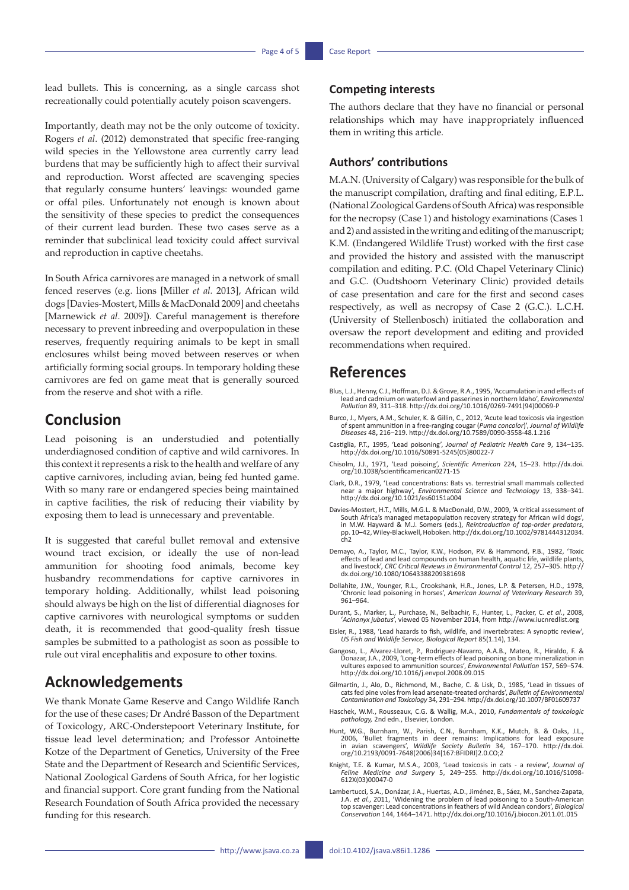lead bullets. This is concerning, as a single carcass shot recreationally could potentially acutely poison scavengers.

Importantly, death may not be the only outcome of toxicity. Rogers *et al.* (2012) demonstrated that specific free-ranging wild species in the Yellowstone area currently carry lead burdens that may be sufficiently high to affect their survival and reproduction. Worst affected are scavenging species that regularly consume hunters' leavings: wounded game or offal piles. Unfortunately not enough is known about the sensitivity of these species to predict the consequences of their current lead burden. These two cases serve as a reminder that subclinical lead toxicity could affect survival and reproduction in captive cheetahs.

In South Africa carnivores are managed in a network of small fenced reserves (e.g. lions [Miller *et al.* 2013], African wild dogs [Davies-Mostert, Mills & MacDonald 2009] and cheetahs [Marnewick *et al*. 2009]). Careful management is therefore necessary to prevent inbreeding and overpopulation in these reserves, frequently requiring animals to be kept in small enclosures whilst being moved between reserves or when artificially forming social groups. In temporary holding these carnivores are fed on game meat that is generally sourced from the reserve and shot with a rifle.

## Conclusion

Lead poisoning is an understudied and potentially underdiagnosed condition of captive and wild carnivores. In this context it represents a risk to the health and welfare of any captive carnivores, including avian, being fed hunted game. With so many rare or endangered species being maintained in captive facilities, the risk of reducing their viability by exposing them to lead is unnecessary and preventable.

It is suggested that careful bullet removal and extensive wound tract excision, or ideally the use of non-lead ammunition for shooting food animals, become key husbandry recommendations for captive carnivores in temporary holding. Additionally, whilst lead poisoning should always be high on the list of differential diagnoses for captive carnivores with neurological symptoms or sudden death, it is recommended that good-quality fresh tissue samples be submitted to a pathologist as soon as possible to rule out viral encephalitis and exposure to other toxins.

## Acknowledgements

We thank Monate Game Reserve and Cango Wildlife Ranch for the use of these cases; Dr André Basson of the Department of Toxicology, ARC-Onderstepoort Veterinary Institute, for tissue lead level determination; and Professor Antoinette Kotze of the Department of Genetics, University of the Free State and the Department of Research and Scientific Services, National Zoological Gardens of South Africa, for her logistic and financial support. Core grant funding from the National Research Foundation of South Africa provided the necessary funding for this research.

### Competing interests

The authors declare that they have no financial or personal relationships which may have inappropriately influenced them in writing this article.

### Authors' contributions

M.A.N. (University of Calgary) was responsible for the bulk of the manuscript compilation, drafting and final editing, E.P.L. (National Zoological Gardens of South Africa) was responsible for the necropsy (Case 1) and histology examinations (Cases 1 and 2) and assisted in the writing and editing of the manuscript; K.M. (Endangered Wildlife Trust) worked with the first case and provided the history and assisted with the manuscript compilation and editing. P.C. (Old Chapel Veterinary Clinic) and G.C. (Oudtshoorn Veterinary Clinic) provided details of case presentation and care for the first and second cases respectively, as well as necropsy of Case 2 (G.C.). L.C.H. (University of Stellenbosch) initiated the collaboration and oversaw the report development and editing and provided recommendations when required.

## References

Blus, L.J., Henny, C.J., Hoffman, D.J. & Grove, R.A., 1995, 'Accumulation in and effects of lead and cadmium on waterfowl and passerines in northern Idaho', *Environmental Pollution* 89, 311–318. http://dx.doi.org/10.1016/0269-7491(94)00069-P

Burco, J., Myers, A.M., Schuler, K. & Gillin, C., 2012, 'Acute lead toxicosis via ingestion of spent ammunition in a free-ranging cougar (*Puma concolor*)', *Journal of Wildlife Diseases* 48, 216–219. http://dx.doi.org/10.7589/0090-3558-48.1.216

Castiglia, P.T., 1995, 'Lead poisoning', *Journal of Pediatric Health Care* 9, 134–135. http://dx.doi.org/10.1016/S0891-5245(05)80022-7

Chisolm, J.J., 1971, 'Lead poisoing', *Scientific American* 224, 15–23. http://dx.doi.org/10.1038/scientificamerican0271-15

Clark, D.R., 1979, 'Lead concentrations: Bats vs. terrestrial small mammals collected near a major highway', *Environmental Science and Technology* 13, 338–341. http://dx.doi.org/10.1021/es60151a004

Davies-Mostert, H.T., Mills, M.G.L. & MacDonald, D.W., 2009, 'A critical assessment of South Africa's managed metapopulation recovery strategy for African wild dogs', in M.W. Hayward & M.J. Somers (eds.), *Reintroduction of top-order predators*, pp. 10–42, Wiley-Blackwell, Hoboken. http://dx.doi.org/10.1002/9781444312034.ch2

Demayo, A., Taylor, M.C., Taylor, K.W., Hodson, P.V. & Hammond, P.B., 1982, 'Toxic effects of lead and lead compounds on human health, aquatic life, wildlife plants, and livestock', *CRC Critical Reviews in Environmental Control* 12, 257–305. http://dx.doi.org/10.1080/10643388209381698

Dollahite, J.W., Younger, R.L., Crookshank, H.R., Jones, L.P. & Petersen, H.D., 1978, 'Chronic lead poisoning in horses', *American Journal of Veterinary Research* 39, 961–964.

Durant, S., Marker, L., Purchase, N., Belbachir, F., Hunter, L., Packer, C. *et al.*, 2008, '*Acinonyx jubatus*', viewed 05 November 2014, from http://www.iucnredlist.org

Eisler, R., 1988, 'Lead hazards to fish, wildlife, and invertebrates: A synoptic review', *US Fish and Wildlife Service, Biological Report* 85(1.14), 134.

Gangoso, L., Alvarez-Lloret, P., Rodriguez-Navarro, A.A.B., Mateo, R., Hiraldo, F. & Donazar, J.A., 2009, 'Long-term effects of lead poisoning on bone mineralization in vultures exposed to ammunition sources', *Environmental Pollution* 157, 569–574. http://dx.doi.org/10.1016/j.envpol.2008.09.015

Gilmartin, J., Alo, D., Richmond, M., Bache, C. & Lisk, D., 1985, 'Lead in tissues of cats fed pine voles from lead arsenate-treated orchards', *Bulletin of Environmental Contamination and Toxicology* 34, 291–294. http://dx.doi.org/10.1007/BF01609737

Haschek, W.M., Rousseaux, C.G. & Wallig, M.A., 2010, *Fundamentals of toxicologic pathology,* 2nd edn., Elsevier, London.

Hunt, W.G., Burnham, W., Parish, C.N., Burnham, K.K., Mutch, B. & Oaks, J.L., 2006, 'Bullet fragments in deer remains: Implications for lead exposure in avian scavengers', *Wildlife Society Bulletin* 34, 167–170. http://dx.doi.org/10.2193/0091-7648(2006)34[167:BFIDRI]2.0.CO;2

Knight, T.E. & Kumar, M.S.A., 2003, 'Lead toxicosis in cats - a review', *Journal of Feline Medicine and Surgery* 5, 249–255. http://dx.doi.org/10.1016/S1098-612X(03)00047-0

Lambertucci, S.A., Donázar, J.A., Huertas, A.D., Jiménez, B., Sáez, M., Sanchez-Zapata, J.A. *et al.*, 2011, 'Widening the problem of lead poisoning to a South-American top scavenger: Lead concentrations in feathers of wild Andean condors', *Biological Conservation* 144, 1464–1471. http://dx.doi.org/10.1016/j.biocon.2011.01.015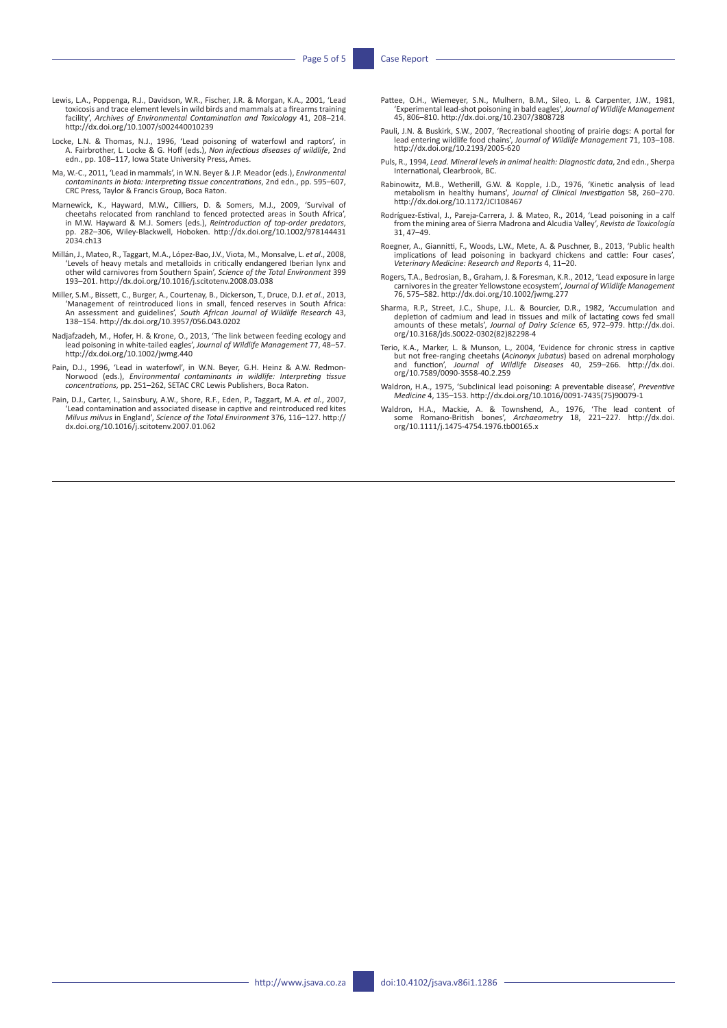Lewis, L.A., Poppenga, R.J., Davidson, W.R., Fischer, J.R. & Morgan, K.A., 2001, 'Lead toxicosis and trace element levels in wild birds and mammals at a firearms training facility', *Archives of Environmental Contamination and Toxicology* 41, 208–214. http://dx.doi.org/10.1007/s002440010239

Locke, L.N. & Thomas, N.J., 1996, 'Lead poisoning of waterfowl and raptors', in A. Fairbrother, L. Locke & G. Hoff (eds.), *Non infectious diseases of wildlife*, 2nd edn., pp. 108–117, Iowa State University Press, Ames.

Ma, W.-C., 2011, 'Lead in mammals', in W.N. Beyer & J.P. Meador (eds.), *Environmental contaminants in biota: Interpreting tissue concentrations*, 2nd edn., pp. 595–607, CRC Press, Taylor & Francis Group, Boca Raton.

Marnewick, K., Hayward, M.W., Cilliers, D. & Somers, M.J., 2009, 'Survival of cheetahs relocated from ranchland to fenced protected areas in South Africa', in M.W. Hayward & M.J. Somers (eds.), *Reintroduction of top-order predators*, pp. 282–306, Wiley-Blackwell, Hoboken. http://dx.doi.org/10.1002/9781444312034.ch13

Millán, J., Mateo, R., Taggart, M.A., López-Bao, J.V., Viota, M., Monsalve, L. *et al*., 2008, 'Levels of heavy metals and metalloids in critically endangered Iberian lynx and other wild carnivores from Southern Spain', *Science of the Total Environment* 399 193–201. http://dx.doi.org/10.1016/j.scitotenv.2008.03.038

Miller, S.M., Bissett, C., Burger, A., Courtenay, B., Dickerson, T., Druce, D.J. *et al.*, 2013, 'Management of reintroduced lions in small, fenced reserves in South Africa: An assessment and guidelines', *South African Journal of Wildlife Research* 43, 138–154. http://dx.doi.org/10.3957/056.043.0202

Nadjafzadeh, M., Hofer, H. & Krone, O., 2013, 'The link between feeding ecology and lead poisoning in white-tailed eagles', *Journal of Wildlife Management* 77, 48–57. http://dx.doi.org/10.1002/jwmg.440

Pain, D.J., 1996, 'Lead in waterfowl', in W.N. Beyer, G.H. Heinz & A.W. Redmon-Norwood (eds.), *Environmental contaminants in wildlife: Interpreting tissue concentrations*, pp. 251–262, SETAC CRC Lewis Publishers, Boca Raton.

Pain, D.J., Carter, I., Sainsbury, A.W., Shore, R.F., Eden, P., Taggart, M.A. *et al.*, 2007, 'Lead contamination and associated disease in captive and reintroduced red kites *Milvus milvus* in England', *Science of the Total Environment* 376, 116–127. http://dx.doi.org/10.1016/j.scitotenv.2007.01.062

Pattee, O.H., Wiemeyer, S.N., Mulhern, B.M., Sileo, L. & Carpenter, J.W., 1981, 'Experimental lead-shot poisoning in bald eagles', *Journal of Wildlife Management* 45, 806–810. http://dx.doi.org/10.2307/3808728

Pauli, J.N. & Buskirk, S.W., 2007, 'Recreational shooting of prairie dogs: A portal for lead entering wildlife food chains', *Journal of Wildlife Management* 71, 103–108. http://dx.doi.org/10.2193/2005-620

Puls, R., 1994, *Lead. Mineral levels in animal health: Diagnostic data*, 2nd edn., Sherpa International, Clearbrook, BC.

Rabinowitz, M.B., Wetherill, G.W. & Kopple, J.D., 1976, 'Kinetic analysis of lead metabolism in healthy humans', *Journal of Clinical Investigation* 58, 260–270. http://dx.doi.org/10.1172/JCI108467

Rodríguez-Estival, J., Pareja-Carrera, J. & Mateo, R., 2014, 'Lead poisoning in a calf from the mining area of Sierra Madrona and Alcudia Valley', *Revista de Toxicología* 31, 47–49.

Roegner, A., Giannitti, F., Woods, L.W., Mete, A. & Puschner, B., 2013, 'Public health implications of lead poisoning in backyard chickens and cattle: Four cases', *Veterinary Medicine: Research and Reports* 4, 11–20.

Rogers, T.A., Bedrosian, B., Graham, J. & Foresman, K.R., 2012, 'Lead exposure in large carnivores in the greater Yellowstone ecosystem', *Journal of Wildlife Management* 76, 575–582. http://dx.doi.org/10.1002/jwmg.277

Sharma, R.P., Street, J.C., Shupe, J.L. & Bourcier, D.R., 1982, 'Accumulation and depletion of cadmium and lead in tissues and milk of lactating cows fed small amounts of these metals', *Journal of Dairy Science* 65, 972–979. http://dx.doi.org/10.3168/jds.S0022-0302(82)82298-4

Terio, K.A., Marker, L. & Munson, L., 2004, 'Evidence for chronic stress in captive but not free-ranging cheetahs (*Acinonyx jubatus*) based on adrenal morphology and function', *Journal of Wildlife Diseases* 40, 259–266. http://dx.doi.org/10.7589/0090-3558-40.2.259

Waldron, H.A., 1975, 'Subclinical lead poisoning: A preventable disease', *Preventive Medicine* 4, 135–153. http://dx.doi.org/10.1016/0091-7435(75)90079-1

Waldron, H.A., Mackie, A. & Townshend, A., 1976, 'The lead content of some Romano-British bones', *Archaeometry* 18, 221–227. http://dx.doi.org/10.1111/j.1475-4754.1976.tb00165.x